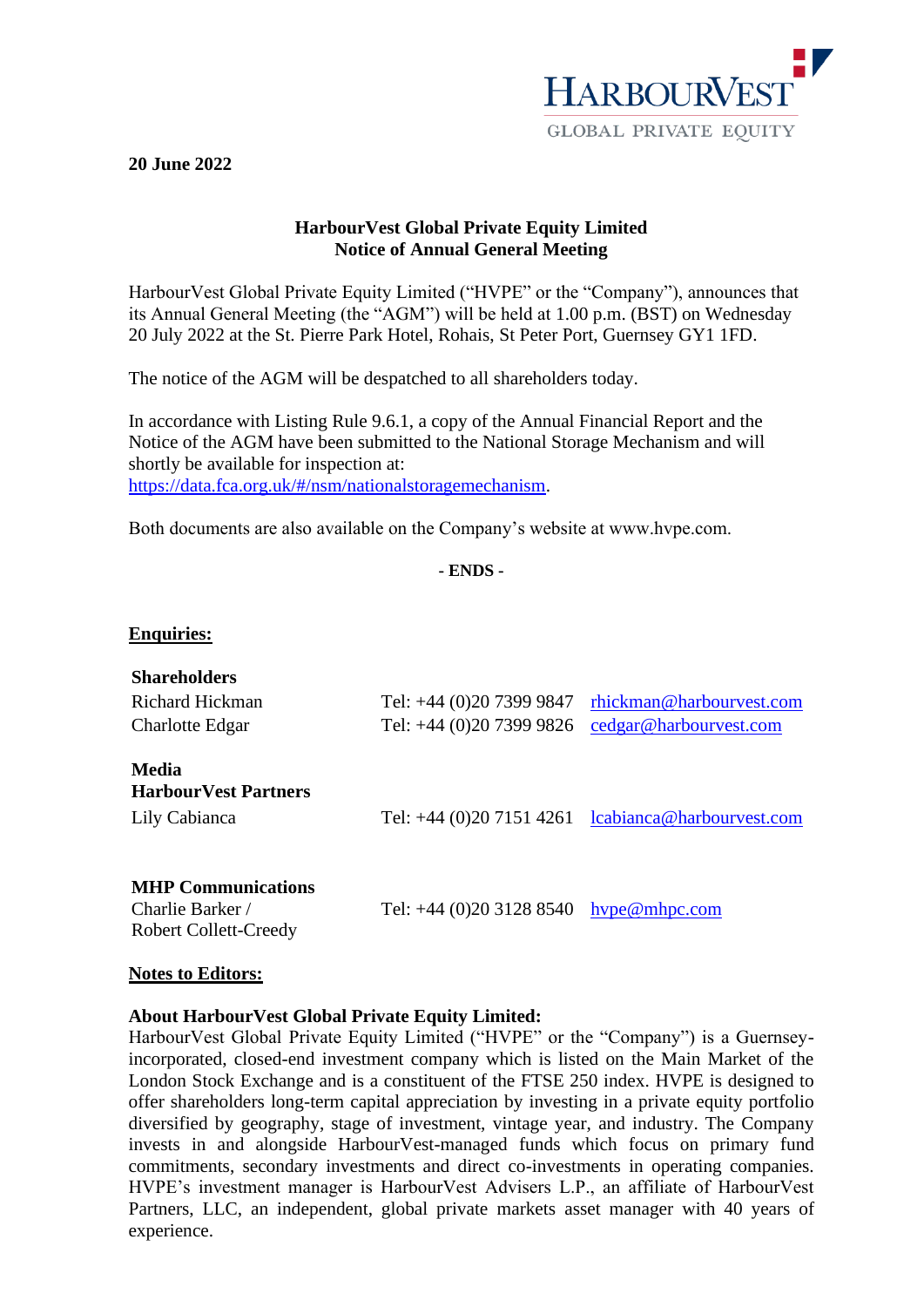**20 June 2022**

## HarbourVest Global Private Equity Limited
## Notice of Annual General Meeting

HarbourVest Global Private Equity Limited ("HVPE" or the "Company"), announces that its Annual General Meeting (the "AGM") will be held at 1.00 p.m. (BST) on Wednesday 20 July 2022 at the St. Pierre Park Hotel, Rohais, St Peter Port, Guernsey GY1 1FD.

The notice of the AGM will be despatched to all shareholders today.

In accordance with Listing Rule 9.6.1, a copy of the Annual Financial Report and the Notice of the AGM have been submitted to the National Storage Mechanism and will shortly be available for inspection at: https://data.fca.org.uk/#/nsm/nationalstoragemechanism.

Both documents are also available on the Company's website at www.hvpe.com.

**- ENDS -**

**Enquiries:**

**Shareholders**

| | | |
|---|---|---|
| Richard Hickman | Tel: +44 (0)20 7399 9847 | rhickman@harbourvest.com |
| Charlotte Edgar | Tel: +44 (0)20 7399 9826 | cedgar@harbourvest.com |

**Media**
**HarbourVest Partners**

| | | |
|---|---|---|
| Lily Cabianca | Tel: +44 (0)20 7151 4261 | lcabianca@harbourvest.com |

**MHP Communications**

| | | |
|---|---|---|
| Charlie Barker / Robert Collett-Creedy | Tel: +44 (0)20 3128 8540 | hvpe@mhpc.com |

**Notes to Editors:**

**About HarbourVest Global Private Equity Limited:**
HarbourVest Global Private Equity Limited ("HVPE" or the "Company") is a Guernsey-incorporated, closed-end investment company which is listed on the Main Market of the London Stock Exchange and is a constituent of the FTSE 250 index. HVPE is designed to offer shareholders long-term capital appreciation by investing in a private equity portfolio diversified by geography, stage of investment, vintage year, and industry. The Company invests in and alongside HarbourVest-managed funds which focus on primary fund commitments, secondary investments and direct co-investments in operating companies. HVPE's investment manager is HarbourVest Advisers L.P., an affiliate of HarbourVest Partners, LLC, an independent, global private markets asset manager with 40 years of experience.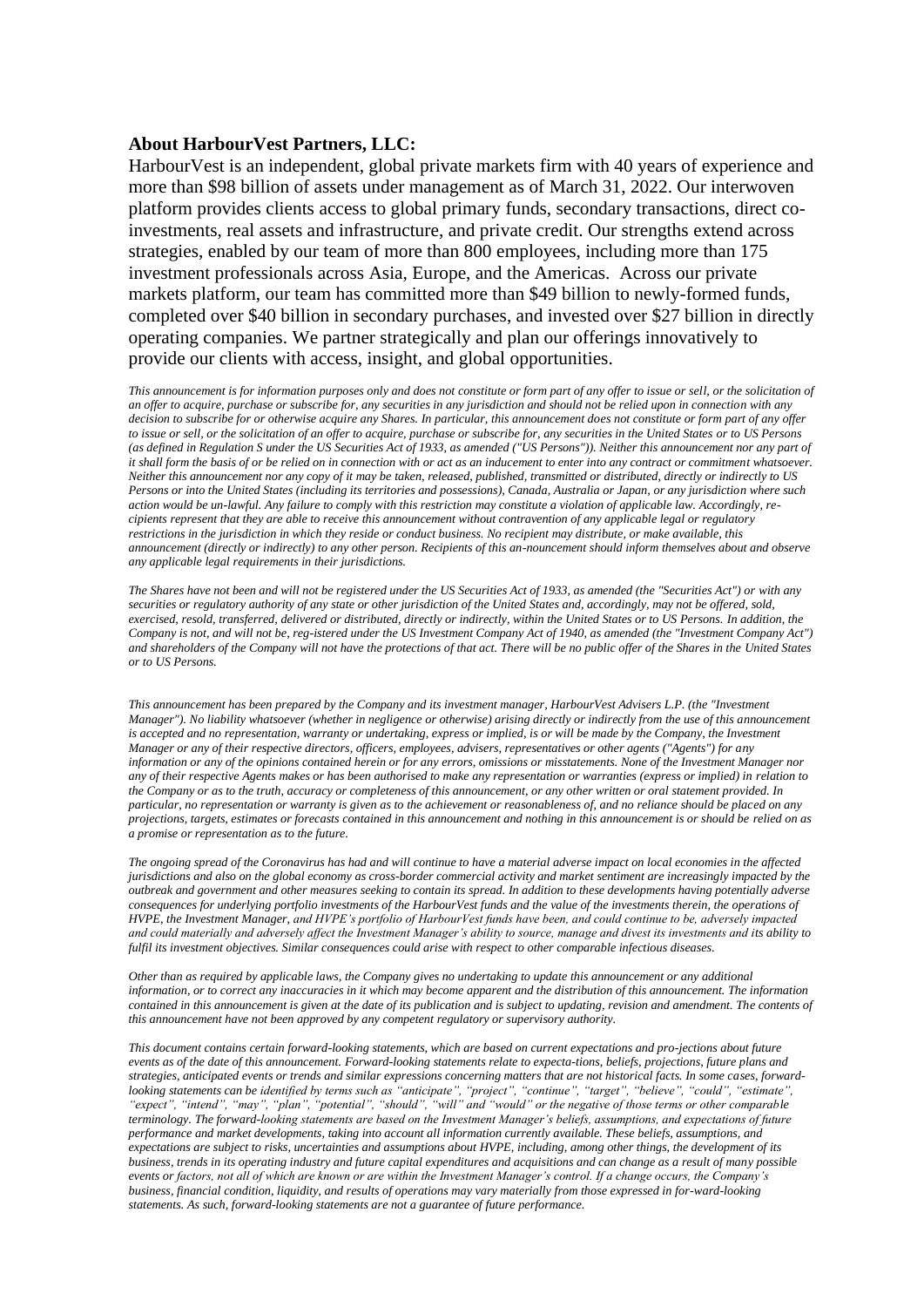**About HarbourVest Partners, LLC:**

HarbourVest is an independent, global private markets firm with 40 years of experience and more than $98 billion of assets under management as of March 31, 2022. Our interwoven platform provides clients access to global primary funds, secondary transactions, direct co-investments, real assets and infrastructure, and private credit. Our strengths extend across strategies, enabled by our team of more than 800 employees, including more than 175 investment professionals across Asia, Europe, and the Americas. Across our private markets platform, our team has committed more than $49 billion to newly-formed funds, completed over $40 billion in secondary purchases, and invested over $27 billion in directly operating companies. We partner strategically and plan our offerings innovatively to provide our clients with access, insight, and global opportunities.

*This announcement is for information purposes only and does not constitute or form part of any offer to issue or sell, or the solicitation of an offer to acquire, purchase or subscribe for, any securities in any jurisdiction and should not be relied upon in connection with any decision to subscribe for or otherwise acquire any Shares. In particular, this announcement does not constitute or form part of any offer to issue or sell, or the solicitation of an offer to acquire, purchase or subscribe for, any securities in the United States or to US Persons (as defined in Regulation S under the US Securities Act of 1933, as amended ("US Persons")). Neither this announcement nor any part of it shall form the basis of or be relied on in connection with or act as an inducement to enter into any contract or commitment whatsoever. Neither this announcement nor any copy of it may be taken, released, published, transmitted or distributed, directly or indirectly to US Persons or into the United States (including its territories and possessions), Canada, Australia or Japan, or any jurisdiction where such action would be un-lawful. Any failure to comply with this restriction may constitute a violation of applicable law. Accordingly, re-cipients represent that they are able to receive this announcement without contravention of any applicable legal or regulatory restrictions in the jurisdiction in which they reside or conduct business. No recipient may distribute, or make available, this announcement (directly or indirectly) to any other person. Recipients of this an-nouncement should inform themselves about and observe any applicable legal requirements in their jurisdictions.*

*The Shares have not been and will not be registered under the US Securities Act of 1933, as amended (the "Securities Act") or with any securities or regulatory authority of any state or other jurisdiction of the United States and, accordingly, may not be offered, sold, exercised, resold, transferred, delivered or distributed, directly or indirectly, within the United States or to US Persons. In addition, the Company is not, and will not be, reg-istered under the US Investment Company Act of 1940, as amended (the "Investment Company Act") and shareholders of the Company will not have the protections of that act. There will be no public offer of the Shares in the United States or to US Persons.*

*This announcement has been prepared by the Company and its investment manager, HarbourVest Advisers L.P. (the "Investment Manager"). No liability whatsoever (whether in negligence or otherwise) arising directly or indirectly from the use of this announcement is accepted and no representation, warranty or undertaking, express or implied, is or will be made by the Company, the Investment Manager or any of their respective directors, officers, employees, advisers, representatives or other agents ("Agents") for any information or any of the opinions contained herein or for any errors, omissions or misstatements. None of the Investment Manager nor any of their respective Agents makes or has been authorised to make any representation or warranties (express or implied) in relation to the Company or as to the truth, accuracy or completeness of this announcement, or any other written or oral statement provided. In particular, no representation or warranty is given as to the achievement or reasonableness of, and no reliance should be placed on any projections, targets, estimates or forecasts contained in this announcement and nothing in this announcement is or should be relied on as a promise or representation as to the future.*

*The ongoing spread of the Coronavirus has had and will continue to have a material adverse impact on local economies in the affected jurisdictions and also on the global economy as cross-border commercial activity and market sentiment are increasingly impacted by the outbreak and government and other measures seeking to contain its spread. In addition to these developments having potentially adverse consequences for underlying portfolio investments of the HarbourVest funds and the value of the investments therein, the operations of HVPE, the Investment Manager, and HVPE's portfolio of HarbourVest funds have been, and could continue to be, adversely impacted and could materially and adversely affect the Investment Manager's ability to source, manage and divest its investments and its ability to fulfil its investment objectives. Similar consequences could arise with respect to other comparable infectious diseases.*

*Other than as required by applicable laws, the Company gives no undertaking to update this announcement or any additional information, or to correct any inaccuracies in it which may become apparent and the distribution of this announcement. The information contained in this announcement is given at the date of its publication and is subject to updating, revision and amendment. The contents of this announcement have not been approved by any competent regulatory or supervisory authority.*

*This document contains certain forward-looking statements, which are based on current expectations and pro-jections about future events as of the date of this announcement. Forward-looking statements relate to expecta-tions, beliefs, projections, future plans and strategies, anticipated events or trends and similar expressions concerning matters that are not historical facts. In some cases, forward-looking statements can be identified by terms such as "anticipate", "project", "continue", "target", "believe", "could", "estimate", "expect", "intend", "may", "plan", "potential", "should", "will" and "would" or the negative of those terms or other comparable terminology. The forward-looking statements are based on the Investment Manager's beliefs, assumptions, and expectations of future performance and market developments, taking into account all information currently available. These beliefs, assumptions, and expectations are subject to risks, uncertainties and assumptions about HVPE, including, among other things, the development of its business, trends in its operating industry and future capital expenditures and acquisitions and can change as a result of many possible events or factors, not all of which are known or are within the Investment Manager's control. If a change occurs, the Company's business, financial condition, liquidity, and results of operations may vary materially from those expressed in for-ward-looking statements. As such, forward-looking statements are not a guarantee of future performance.*